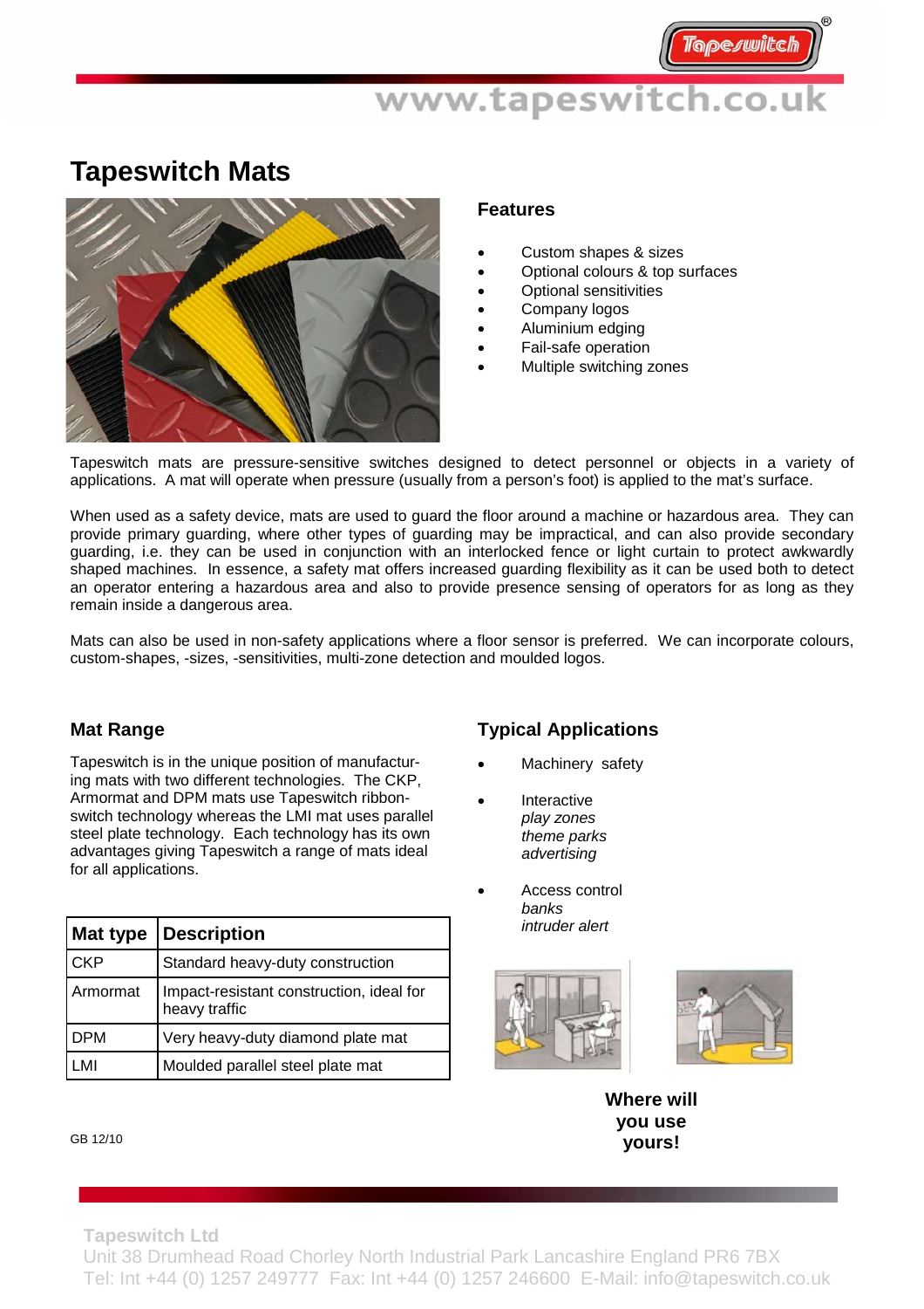# Tapeswitch Mats

## Features

- Custom shapes & sizes
- Optional colours & top surfaces
- Optional sensitivities
- Company logos
- Aluminium edging
- Fail-safe operation
- Multiple switching zones

Tapeswitch mats are pressure-sensitive switches designed to detect personnel or objects in a variety of applications. A mat will operate when pressure (usually from a person's foot) is applied to the mat's surface.

When used as a safety device, mats are used to guard the floor around a machine or hazardous area. They can provide primary guarding, where other types of guarding may be impractical, and can also provide secondary guarding, i.e. they can be used in conjunction with an interlocked fence or light curtain to protect awkwardly shaped machines. In essence, a safety mat offers increased guarding flexibility as it can be used both to detect an operator entering a hazardous area and also to provide presence sensing of operators for as long as they remain inside a dangerous area.

Mats can also be used in non-safety applications where a floor sensor is preferred. We can incorporate colours, custom-shapes, -sizes, -sensitivities, multi-zone detection and moulded logos.

## Mat Range

Tapeswitch is in the unique position of manufacturing mats with two different technologies. The CKP, Armormat and DPM mats use Tapeswitch ribbon-switch technology whereas the LMI mat uses parallel steel plate technology. Each technology has its own advantages giving Tapeswitch a range of mats ideal for all applications.

| Mat type | Description |
|---|---|
| CKP | Standard heavy-duty construction |
| Armormat | Impact-resistant construction, ideal for heavy traffic |
| DPM | Very heavy-duty diamond plate mat |
| LMI | Moulded parallel steel plate mat |

## Typical Applications

- Machinery safety
- Interactive
  *play zones*
  *theme parks*
  *advertising*
- Access control
  *banks*
  *intruder alert*

**Where will you use yours!**

GB 12/10

**Tapeswitch Ltd**
Unit 38 Drumhead Road Chorley North Industrial Park Lancashire England PR6 7BX
Tel: Int +44 (0) 1257 249777 Fax: Int +44 (0) 1257 246600 E-Mail: info@tapeswitch.co.uk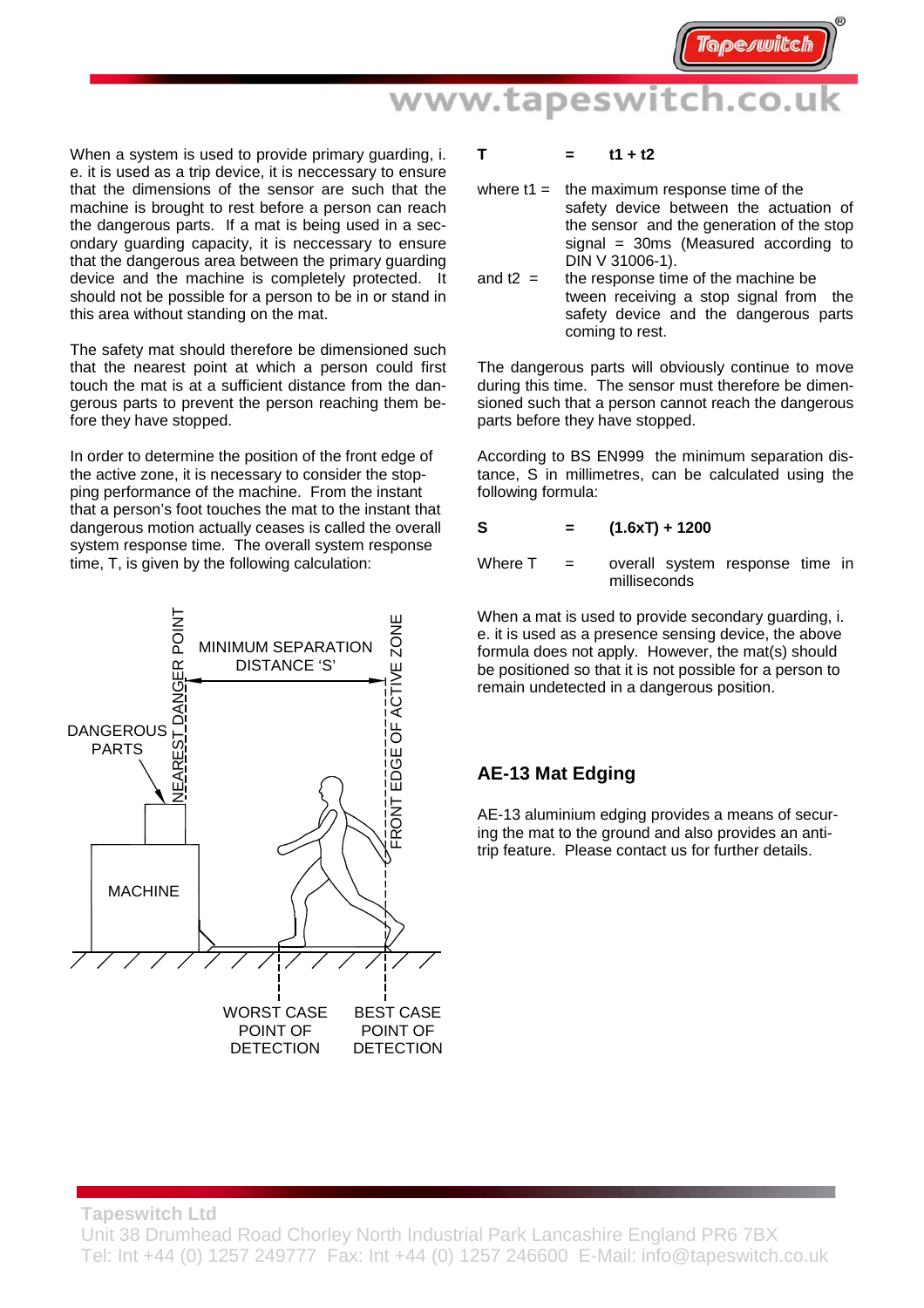When a system is used to provide primary guarding, i. e. it is used as a trip device, it is neccessary to ensure that the dimensions of the sensor are such that the machine is brought to rest before a person can reach the dangerous parts. If a mat is being used in a secondary guarding capacity, it is neccessary to ensure that the dangerous area between the primary guarding device and the machine is completely protected. It should not be possible for a person to be in or stand in this area without standing on the mat.

The safety mat should therefore be dimensioned such that the nearest point at which a person could first touch the mat is at a sufficient distance from the dangerous parts to prevent the person reaching them before they have stopped.

In order to determine the position of the front edge of the active zone, it is necessary to consider the stopping performance of the machine. From the instant that a person's foot touches the mat to the instant that dangerous motion actually ceases is called the overall system response time. The overall system response time, T, is given by the following calculation:

MINIMUM SEPARATION DISTANCE 'S'

NEAREST DANGER POINT

FRONT EDGE OF ACTIVE ZONE

DANGEROUS PARTS

MACHINE

WORST CASE POINT OF DETECTION

BEST CASE POINT OF DETECTION

**T = t1 + t2**

where t1 = the maximum response time of the safety device between the actuation of the sensor and the generation of the stop signal = 30ms (Measured according to DIN V 31006-1).

and t2 = the response time of the machine between receiving a stop signal from the safety device and the dangerous parts coming to rest.

The dangerous parts will obviously continue to move during this time. The sensor must therefore be dimensioned such that a person cannot reach the dangerous parts before they have stopped.

According to BS EN999 the minimum separation distance, S in millimetres, can be calculated using the following formula:

**S = (1.6xT) + 1200**

Where T = overall system response time in milliseconds

When a mat is used to provide secondary guarding, i. e. it is used as a presence sensing device, the above formula does not apply. However, the mat(s) should be positioned so that it is not possible for a person to remain undetected in a dangerous position.

## AE-13 Mat Edging

AE-13 aluminium edging provides a means of securing the mat to the ground and also provides an anti-trip feature. Please contact us for further details.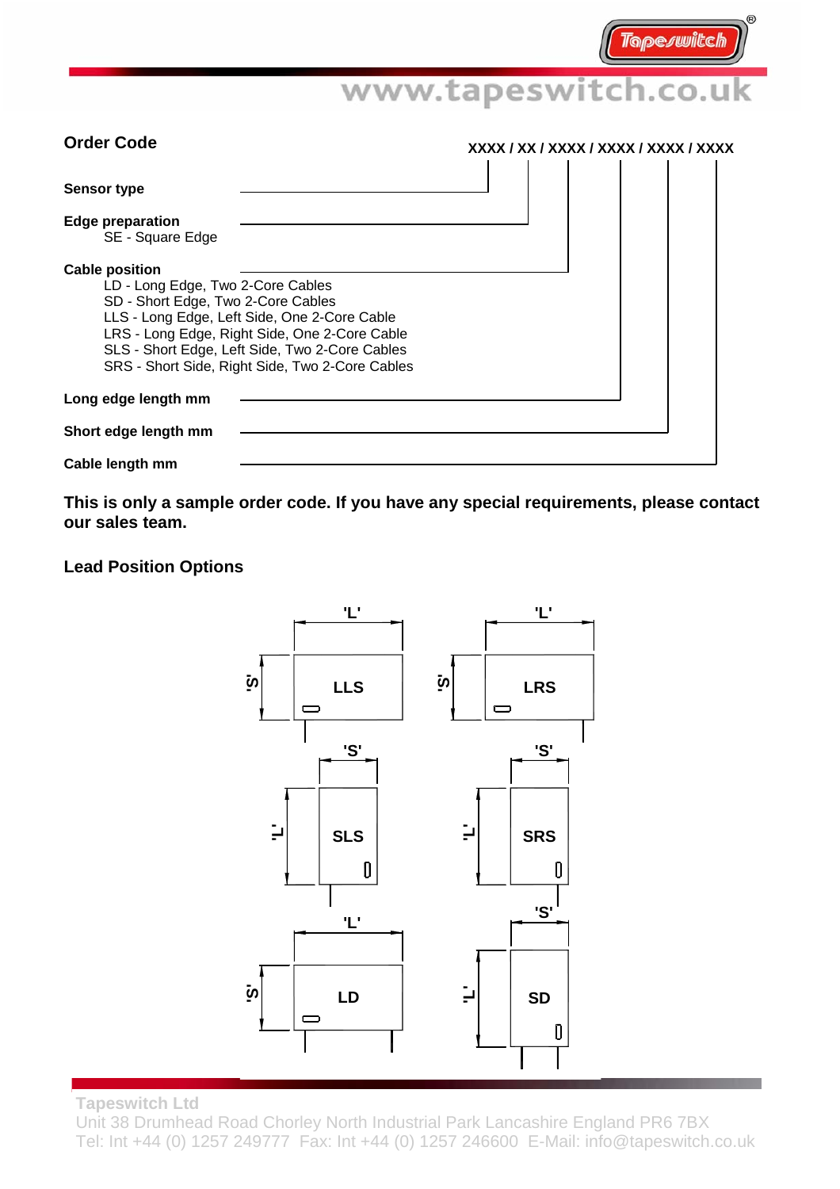## Order Code

**XXXX / XX / XXXX / XXXX / XXXX / XXXX**

**Sensor type**

**Edge preparation**
SE - Square Edge

**Cable position**
LD - Long Edge, Two 2-Core Cables
SD - Short Edge, Two 2-Core Cables
LLS - Long Edge, Left Side, One 2-Core Cable
LRS - Long Edge, Right Side, One 2-Core Cable
SLS - Short Edge, Left Side, Two 2-Core Cables
SRS - Short Side, Right Side, Two 2-Core Cables

**Long edge length mm**

**Short edge length mm**

**Cable length mm**

**This is only a sample order code. If you have any special requirements, please contact our sales team.**

## Lead Position Options

'L'
'S'
LLS

'L'
'S'
LRS

'S'
'L'
SLS

'S'
'L'
SRS

'L'
'S'
LD

'S'
'L'
SD